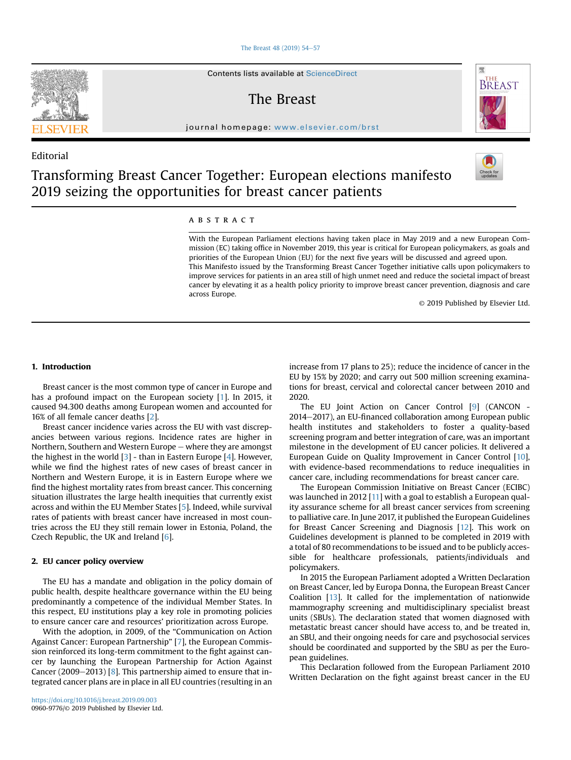Editorial

# Transforming Breast Cancer Together: European elections manifesto 2019 seizing the opportunities for breast cancer patients

## ABSTRACT

With the European Parliament elections having taken place in May 2019 and a new European Commission (EC) taking office in November 2019, this year is critical for European policymakers, as goals and priorities of the European Union (EU) for the next five years will be discussed and agreed upon.

This Manifesto issued by the Transforming Breast Cancer Together initiative calls upon policymakers to improve services for patients in an area still of high unmet need and reduce the societal impact of breast cancer by elevating it as a health policy priority to improve breast cancer prevention, diagnosis and care across Europe.

© 2019 Published by Elsevier Ltd.

## 1. Introduction

Breast cancer is the most common type of cancer in Europe and has a profound impact on the European society [1]. In 2015, it caused 94.300 deaths among European women and accounted for 16% of all female cancer deaths [2].

Breast cancer incidence varies across the EU with vast discrepancies between various regions. Incidence rates are higher in Northern, Southern and Western Europe – where they are amongst the highest in the world [3] - than in Eastern Europe [4]. However, while we find the highest rates of new cases of breast cancer in Northern and Western Europe, it is in Eastern Europe where we find the highest mortality rates from breast cancer. This concerning situation illustrates the large health inequities that currently exist across and within the EU Member States [5]. Indeed, while survival rates of patients with breast cancer have increased in most countries across the EU they still remain lower in Estonia, Poland, the Czech Republic, the UK and Ireland [6].

## 2. EU cancer policy overview

The EU has a mandate and obligation in the policy domain of public health, despite healthcare governance within the EU being predominantly a competence of the individual Member States. In this respect, EU institutions play a key role in promoting policies to ensure cancer care and resources' prioritization across Europe.

With the adoption, in 2009, of the "Communication on Action Against Cancer: European Partnership" [7], the European Commission reinforced its long-term commitment to the fight against cancer by launching the European Partnership for Action Against Cancer (2009–2013) [8]. This partnership aimed to ensure that integrated cancer plans are in place in all EU countries (resulting in an increase from 17 plans to 25); reduce the incidence of cancer in the EU by 15% by 2020; and carry out 500 million screening examinations for breast, cervical and colorectal cancer between 2010 and 2020.

The EU Joint Action on Cancer Control [9] (CANCON - 2014–2017), an EU-financed collaboration among European public health institutes and stakeholders to foster a quality-based screening program and better integration of care, was an important milestone in the development of EU cancer policies. It delivered a European Guide on Quality Improvement in Cancer Control [10], with evidence-based recommendations to reduce inequalities in cancer care, including recommendations for breast cancer care.

The European Commission Initiative on Breast Cancer (ECIBC) was launched in 2012 [11] with a goal to establish a European quality assurance scheme for all breast cancer services from screening to palliative care. In June 2017, it published the European Guidelines for Breast Cancer Screening and Diagnosis [12]. This work on Guidelines development is planned to be completed in 2019 with a total of 80 recommendations to be issued and to be publicly accessible for healthcare professionals, patients/individuals and policymakers.

In 2015 the European Parliament adopted a Written Declaration on Breast Cancer, led by Europa Donna, the European Breast Cancer Coalition [13]. It called for the implementation of nationwide mammography screening and multidisciplinary specialist breast units (SBUs). The declaration stated that women diagnosed with metastatic breast cancer should have access to, and be treated in, an SBU, and their ongoing needs for care and psychosocial services should be coordinated and supported by the SBU as per the European guidelines.

This Declaration followed from the European Parliament 2010 Written Declaration on the fight against breast cancer in the EU

https://doi.org/10.1016/j.breast.2019.09.003
0960-9776/© 2019 Published by Elsevier Ltd.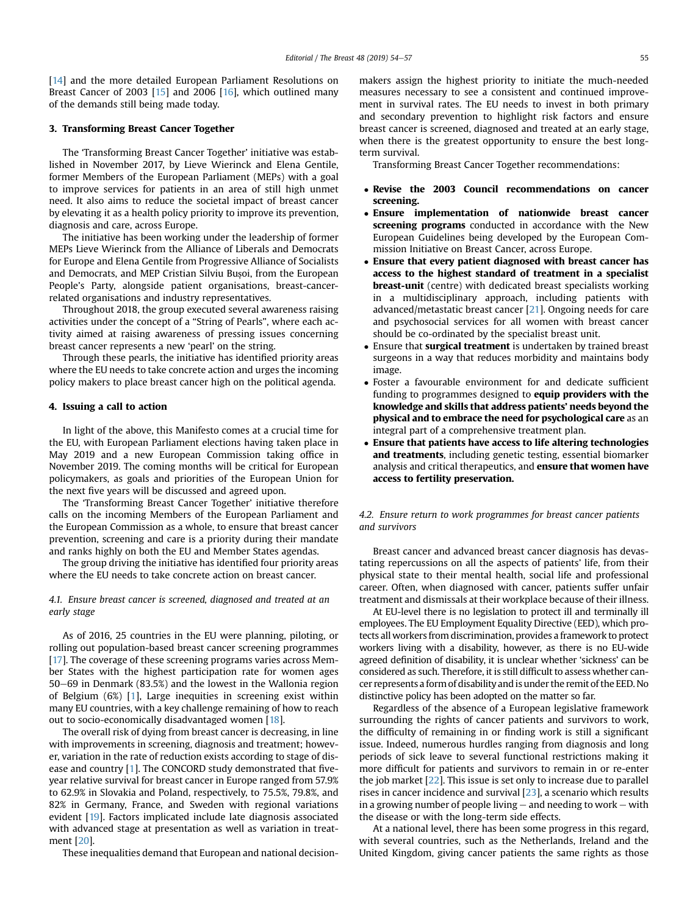[14] and the more detailed European Parliament Resolutions on Breast Cancer of 2003 [15] and 2006 [16], which outlined many of the demands still being made today.

## 3. Transforming Breast Cancer Together

The 'Transforming Breast Cancer Together' initiative was established in November 2017, by Lieve Wierinck and Elena Gentile, former Members of the European Parliament (MEPs) with a goal to improve services for patients in an area of still high unmet need. It also aims to reduce the societal impact of breast cancer by elevating it as a health policy priority to improve its prevention, diagnosis and care, across Europe.

The initiative has been working under the leadership of former MEPs Lieve Wierinck from the Alliance of Liberals and Democrats for Europe and Elena Gentile from Progressive Alliance of Socialists and Democrats, and MEP Cristian Silviu Bușoi, from the European People's Party, alongside patient organisations, breast-cancer-related organisations and industry representatives.

Throughout 2018, the group executed several awareness raising activities under the concept of a "String of Pearls", where each activity aimed at raising awareness of pressing issues concerning breast cancer represents a new 'pearl' on the string.

Through these pearls, the initiative has identified priority areas where the EU needs to take concrete action and urges the incoming policy makers to place breast cancer high on the political agenda.

## 4. Issuing a call to action

In light of the above, this Manifesto comes at a crucial time for the EU, with European Parliament elections having taken place in May 2019 and a new European Commission taking office in November 2019. The coming months will be critical for European policymakers, as goals and priorities of the European Union for the next five years will be discussed and agreed upon.

The 'Transforming Breast Cancer Together' initiative therefore calls on the incoming Members of the European Parliament and the European Commission as a whole, to ensure that breast cancer prevention, screening and care is a priority during their mandate and ranks highly on both the EU and Member States agendas.

The group driving the initiative has identified four priority areas where the EU needs to take concrete action on breast cancer.

### *4.1. Ensure breast cancer is screened, diagnosed and treated at an early stage*

As of 2016, 25 countries in the EU were planning, piloting, or rolling out population-based breast cancer screening programmes [17]. The coverage of these screening programs varies across Member States with the highest participation rate for women ages 50–69 in Denmark (83.5%) and the lowest in the Wallonia region of Belgium (6%) [1], Large inequities in screening exist within many EU countries, with a key challenge remaining of how to reach out to socio-economically disadvantaged women [18].

The overall risk of dying from breast cancer is decreasing, in line with improvements in screening, diagnosis and treatment; however, variation in the rate of reduction exists according to stage of disease and country [1]. The CONCORD study demonstrated that five-year relative survival for breast cancer in Europe ranged from 57.9% to 62.9% in Slovakia and Poland, respectively, to 75.5%, 79.8%, and 82% in Germany, France, and Sweden with regional variations evident [19]. Factors implicated include late diagnosis associated with advanced stage at presentation as well as variation in treatment [20].

These inequalities demand that European and national decision-makers assign the highest priority to initiate the much-needed measures necessary to see a consistent and continued improvement in survival rates. The EU needs to invest in both primary and secondary prevention to highlight risk factors and ensure breast cancer is screened, diagnosed and treated at an early stage, when there is the greatest opportunity to ensure the best long-term survival.

Transforming Breast Cancer Together recommendations:

- **Revise the 2003 Council recommendations on cancer screening.**
- **Ensure implementation of nationwide breast cancer screening programs** conducted in accordance with the New European Guidelines being developed by the European Commission Initiative on Breast Cancer, across Europe.
- **Ensure that every patient diagnosed with breast cancer has access to the highest standard of treatment in a specialist breast-unit** (centre) with dedicated breast specialists working in a multidisciplinary approach, including patients with advanced/metastatic breast cancer [21]. Ongoing needs for care and psychosocial services for all women with breast cancer should be co-ordinated by the specialist breast unit.
- Ensure that **surgical treatment** is undertaken by trained breast surgeons in a way that reduces morbidity and maintains body image.
- Foster a favourable environment for and dedicate sufficient funding to programmes designed to **equip providers with the knowledge and skills that address patients' needs beyond the physical and to embrace the need for psychological care** as an integral part of a comprehensive treatment plan.
- **Ensure that patients have access to life altering technologies and treatments**, including genetic testing, essential biomarker analysis and critical therapeutics, and **ensure that women have access to fertility preservation.**

### *4.2. Ensure return to work programmes for breast cancer patients and survivors*

Breast cancer and advanced breast cancer diagnosis has devastating repercussions on all the aspects of patients' life, from their physical state to their mental health, social life and professional career. Often, when diagnosed with cancer, patients suffer unfair treatment and dismissals at their workplace because of their illness.

At EU-level there is no legislation to protect ill and terminally ill employees. The EU Employment Equality Directive (EED), which protects all workers from discrimination, provides a framework to protect workers living with a disability, however, as there is no EU-wide agreed definition of disability, it is unclear whether 'sickness' can be considered as such. Therefore, it is still difficult to assess whether cancer represents a form of disability and is under the remit of the EED. No distinctive policy has been adopted on the matter so far.

Regardless of the absence of a European legislative framework surrounding the rights of cancer patients and survivors to work, the difficulty of remaining in or finding work is still a significant issue. Indeed, numerous hurdles ranging from diagnosis and long periods of sick leave to several functional restrictions making it more difficult for patients and survivors to remain in or re-enter the job market [22]. This issue is set only to increase due to parallel rises in cancer incidence and survival [23], a scenario which results in a growing number of people living – and needing to work – with the disease or with the long-term side effects.

At a national level, there has been some progress in this regard, with several countries, such as the Netherlands, Ireland and the United Kingdom, giving cancer patients the same rights as those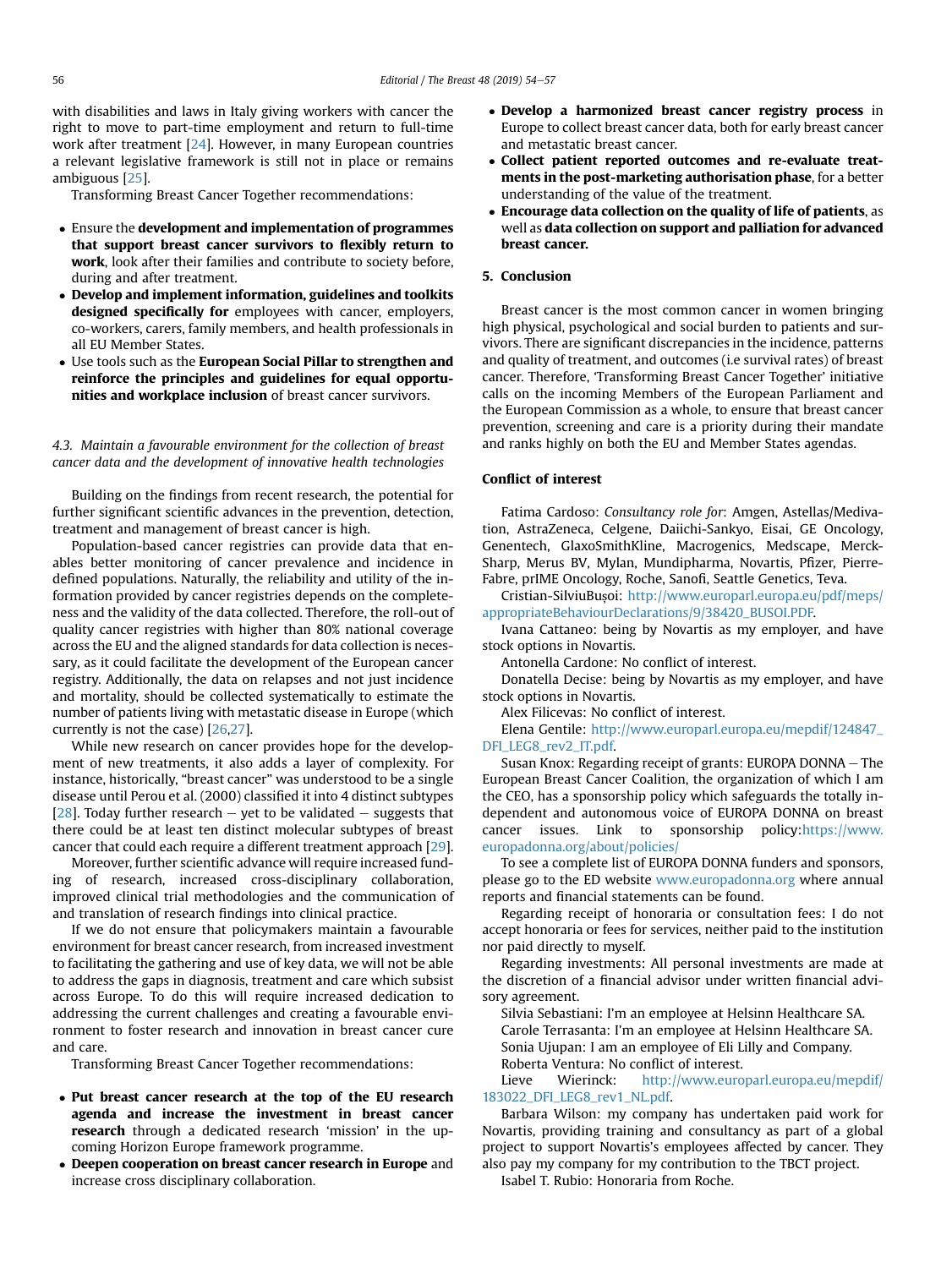with disabilities and laws in Italy giving workers with cancer the right to move to part-time employment and return to full-time work after treatment [24]. However, in many European countries a relevant legislative framework is still not in place or remains ambiguous [25].

Transforming Breast Cancer Together recommendations:

- Ensure the **development and implementation of programmes that support breast cancer survivors to flexibly return to work**, look after their families and contribute to society before, during and after treatment.
- **Develop and implement information, guidelines and toolkits designed specifically for** employees with cancer, employers, co-workers, carers, family members, and health professionals in all EU Member States.
- Use tools such as the **European Social Pillar to strengthen and reinforce the principles and guidelines for equal opportunities and workplace inclusion** of breast cancer survivors.

### *4.3. Maintain a favourable environment for the collection of breast cancer data and the development of innovative health technologies*

Building on the findings from recent research, the potential for further significant scientific advances in the prevention, detection, treatment and management of breast cancer is high.

Population-based cancer registries can provide data that enables better monitoring of cancer prevalence and incidence in defined populations. Naturally, the reliability and utility of the information provided by cancer registries depends on the completeness and the validity of the data collected. Therefore, the roll-out of quality cancer registries with higher than 80% national coverage across the EU and the aligned standards for data collection is necessary, as it could facilitate the development of the European cancer registry. Additionally, the data on relapses and not just incidence and mortality, should be collected systematically to estimate the number of patients living with metastatic disease in Europe (which currently is not the case) [26,27].

While new research on cancer provides hope for the development of new treatments, it also adds a layer of complexity. For instance, historically, "breast cancer" was understood to be a single disease until Perou et al. (2000) classified it into 4 distinct subtypes [28]. Today further research – yet to be validated – suggests that there could be at least ten distinct molecular subtypes of breast cancer that could each require a different treatment approach [29].

Moreover, further scientific advance will require increased funding of research, increased cross-disciplinary collaboration, improved clinical trial methodologies and the communication of and translation of research findings into clinical practice.

If we do not ensure that policymakers maintain a favourable environment for breast cancer research, from increased investment to facilitating the gathering and use of key data, we will not be able to address the gaps in diagnosis, treatment and care which subsist across Europe. To do this will require increased dedication to addressing the current challenges and creating a favourable environment to foster research and innovation in breast cancer cure and care.

Transforming Breast Cancer Together recommendations:

- **Put breast cancer research at the top of the EU research agenda and increase the investment in breast cancer research** through a dedicated research 'mission' in the upcoming Horizon Europe framework programme.
- **Deepen cooperation on breast cancer research in Europe** and increase cross disciplinary collaboration.
- **Develop a harmonized breast cancer registry process** in Europe to collect breast cancer data, both for early breast cancer and metastatic breast cancer.
- **Collect patient reported outcomes and re-evaluate treatments in the post-marketing authorisation phase**, for a better understanding of the value of the treatment.
- **Encourage data collection on the quality of life of patients**, as well as **data collection on support and palliation for advanced breast cancer.**

## 5. Conclusion

Breast cancer is the most common cancer in women bringing high physical, psychological and social burden to patients and survivors. There are significant discrepancies in the incidence, patterns and quality of treatment, and outcomes (i.e survival rates) of breast cancer. Therefore, 'Transforming Breast Cancer Together' initiative calls on the incoming Members of the European Parliament and the European Commission as a whole, to ensure that breast cancer prevention, screening and care is a priority during their mandate and ranks highly on both the EU and Member States agendas.

## Conflict of interest

Fatima Cardoso: *Consultancy role for*: Amgen, Astellas/Medivation, AstraZeneca, Celgene, Daiichi-Sankyo, Eisai, GE Oncology, Genentech, GlaxoSmithKline, Macrogenics, Medscape, Merck-Sharp, Merus BV, Mylan, Mundipharma, Novartis, Pfizer, Pierre-Fabre, prIME Oncology, Roche, Sanofi, Seattle Genetics, Teva.

Cristian-SilviuBușoi: http://www.europarl.europa.eu/pdf/meps/appropriateBehaviourDeclarations/9/38420_BUSOI.PDF.

Ivana Cattaneo: being by Novartis as my employer, and have stock options in Novartis.

Antonella Cardone: No conflict of interest.

Donatella Decise: being by Novartis as my employer, and have stock options in Novartis.

Alex Filicevas: No conflict of interest.

Elena Gentile: http://www.europarl.europa.eu/mepdif/124847_DFI_LEG8_rev2_IT.pdf.

Susan Knox: Regarding receipt of grants: EUROPA DONNA – The European Breast Cancer Coalition, the organization of which I am the CEO, has a sponsorship policy which safeguards the totally independent and autonomous voice of EUROPA DONNA on breast cancer issues. Link to sponsorship policy:https://www.europadonna.org/about/policies/

To see a complete list of EUROPA DONNA funders and sponsors, please go to the ED website www.europadonna.org where annual reports and financial statements can be found.

Regarding receipt of honoraria or consultation fees: I do not accept honoraria or fees for services, neither paid to the institution nor paid directly to myself.

Regarding investments: All personal investments are made at the discretion of a financial advisor under written financial advisory agreement.

Silvia Sebastiani: I'm an employee at Helsinn Healthcare SA.

Carole Terrasanta: I'm an employee at Helsinn Healthcare SA.

Sonia Ujupan: I am an employee of Eli Lilly and Company.

Roberta Ventura: No conflict of interest.

Lieve Wierinck: http://www.europarl.europa.eu/mepdif/183022_DFI_LEG8_rev1_NL.pdf.

Barbara Wilson: my company has undertaken paid work for Novartis, providing training and consultancy as part of a global project to support Novartis's employees affected by cancer. They also pay my company for my contribution to the TBCT project.

Isabel T. Rubio: Honoraria from Roche.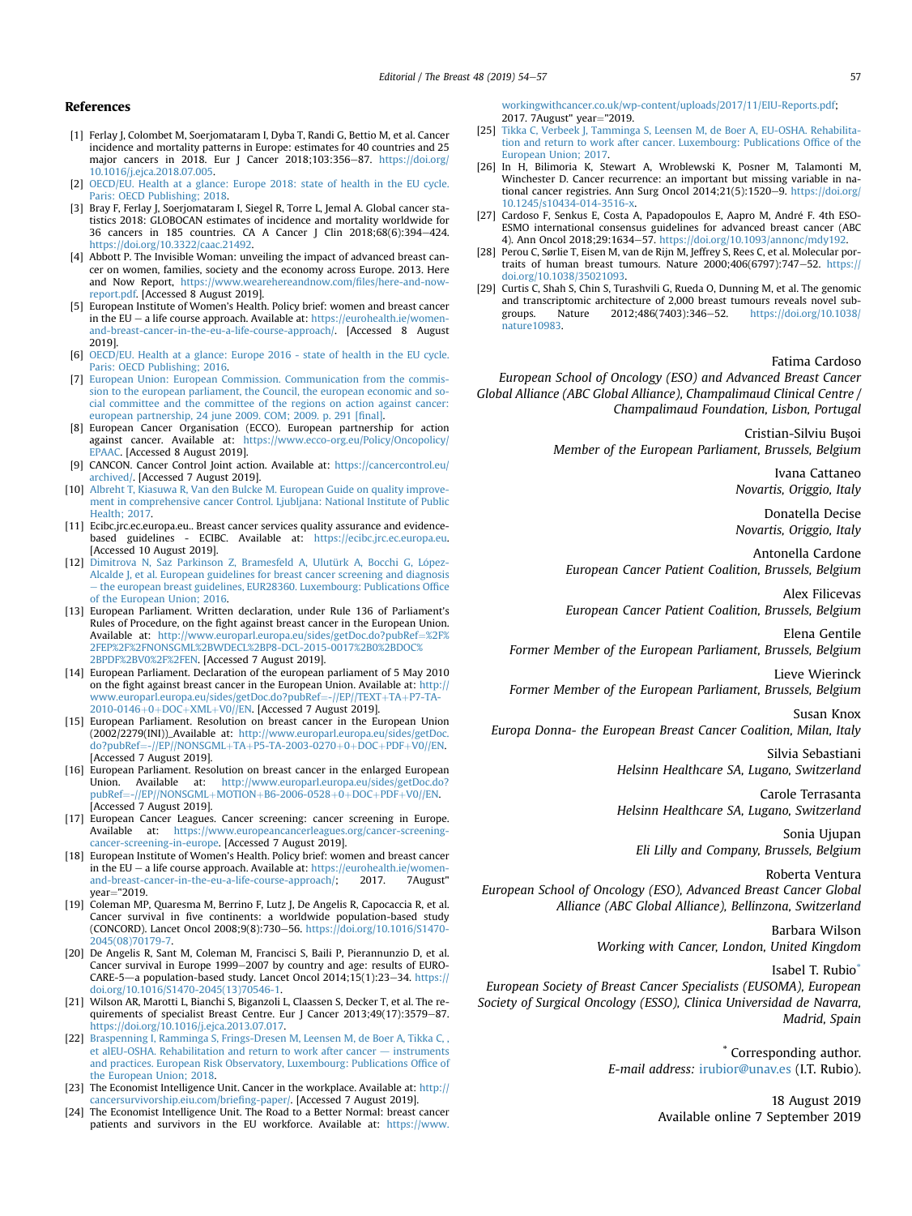## References

[1] Ferlay J, Colombet M, Soerjomataram I, Dyba T, Randi G, Bettio M, et al. Cancer incidence and mortality patterns in Europe: estimates for 40 countries and 25 major cancers in 2018. Eur J Cancer 2018;103:356–87. https://doi.org/10.1016/j.ejca.2018.07.005.

[2] OECD/EU. Health at a glance: Europe 2018: state of health in the EU cycle. Paris: OECD Publishing; 2018.

[3] Bray F, Ferlay J, Soerjomataram I, Siegel R, Torre L, Jemal A. Global cancer statistics 2018: GLOBOCAN estimates of incidence and mortality worldwide for 36 cancers in 185 countries. CA A Cancer J Clin 2018;68(6):394–424. https://doi.org/10.3322/caac.21492.

[4] Abbott P. The Invisible Woman: unveiling the impact of advanced breast cancer on women, families, society and the economy across Europe. 2013. Here and Now Report, https://www.wearehereandnow.com/files/here-and-now-report.pdf. [Accessed 8 August 2019].

[5] European Institute of Women's Health. Policy brief: women and breast cancer in the EU – a life course approach. Available at: https://eurohealth.ie/women-and-breast-cancer-in-the-eu-a-life-course-approach/. [Accessed 8 August 2019].

[6] OECD/EU. Health at a glance: Europe 2016 - state of health in the EU cycle. Paris: OECD Publishing; 2016.

[7] European Union: European Commission. Communication from the commission to the european parliament, the Council, the european economic and social committee and the committee of the regions on action against cancer: european partnership, 24 june 2009. COM; 2009. p. 291 [final].

[8] European Cancer Organisation (ECCO). European partnership for action against cancer. Available at: https://www.ecco-org.eu/Policy/Oncopolicy/EPAAC. [Accessed 8 August 2019].

[9] CANCON. Cancer Control Joint action. Available at: https://cancercontrol.eu/archived/. [Accessed 7 August 2019].

[10] Albreht T, Kiasuwa R, Van den Bulcke M. European Guide on quality improvement in comprehensive cancer Control. Ljubljana: National Institute of Public Health; 2017.

[11] Ecibc.jrc.ec.europa.eu.. Breast cancer services quality assurance and evidence-based guidelines - ECIBC. Available at: https://ecibc.jrc.ec.europa.eu. [Accessed 10 August 2019].

[12] Dimitrova N, Saz Parkinson Z, Bramesfeld A, Ulutürk A, Bocchi G, López-Alcalde J, et al. European guidelines for breast cancer screening and diagnosis – the european breast guidelines, EUR28360. Luxembourg: Publications Office of the European Union; 2016.

[13] European Parliament. Written declaration, under Rule 136 of Parliament's Rules of Procedure, on the fight against breast cancer in the European Union. Available at: http://www.europarl.europa.eu/sides/getDoc.do?pubRef=%2F%2FEP%2F%2FNONSGML%2BWDECL%2BP8-DCL-2015-0017%2B0%2BDOC%2BPDF%2BV0%2F%2FEN. [Accessed 7 August 2019].

[14] European Parliament. Declaration of the european parliament of 5 May 2010 on the fight against breast cancer in the European Union. Available at: http://www.europarl.europa.eu/sides/getDoc.do?pubRef=-//EP//TEXT+TA+P7-TA-2010-0146+0+DOC+XML+V0//EN. [Accessed 7 August 2019].

[15] European Parliament. Resolution on breast cancer in the European Union (2002/2279(INI))_Available at: http://www.europarl.europa.eu/sides/getDoc.do?pubRef=-//EP//NONSGML+TA+P5-TA-2003-0270+0+DOC+PDF+V0//EN. [Accessed 7 August 2019].

[16] European Parliament. Resolution on breast cancer in the enlarged European Union. Available at: http://www.europarl.europa.eu/sides/getDoc.do?pubRef=-//EP//NONSGML+MOTION+B6-2006-0528+0+DOC+PDF+V0//EN. [Accessed 7 August 2019].

[17] European Cancer Leagues. Cancer screening: cancer screening in Europe. Available at: https://www.europeancancerleagues.org/cancer-screening-cancer-screening-in-europe. [Accessed 7 August 2019].

[18] European Institute of Women's Health. Policy brief: women and breast cancer in the EU – a life course approach. Available at: https://eurohealth.ie/women-and-breast-cancer-in-the-eu-a-life-course-approach/; 2017. 7August" year="2019.

[19] Coleman MP, Quaresma M, Berrino F, Lutz J, De Angelis R, Capocaccia R, et al. Cancer survival in five continents: a worldwide population-based study (CONCORD). Lancet Oncol 2008;9(8):730–56. https://doi.org/10.1016/S1470-2045(08)70179-7.

[20] De Angelis R, Sant M, Coleman M, Francisci S, Baili P, Pierannunzio D, et al. Cancer survival in Europe 1999–2007 by country and age: results of EUROCARE-5—a population-based study. Lancet Oncol 2014;15(1):23–34. https://doi.org/10.1016/S1470-2045(13)70546-1.

[21] Wilson AR, Marotti L, Bianchi S, Biganzoli L, Claassen S, Decker T, et al. The requirements of specialist Breast Centre. Eur J Cancer 2013;49(17):3579–87. https://doi.org/10.1016/j.ejca.2013.07.017.

[22] Braspenning I, Ramminga S, Frings-Dresen M, Leensen M, de Boer A, Tikka C, , et alEU-OSHA. Rehabilitation and return to work after cancer — instruments and practices. European Risk Observatory, Luxembourg: Publications Office of the European Union; 2018.

[23] The Economist Intelligence Unit. Cancer in the workplace. Available at: http://cancersurvivorship.eiu.com/briefing-paper/. [Accessed 7 August 2019].

[24] The Economist Intelligence Unit. The Road to a Better Normal: breast cancer patients and survivors in the EU workforce. Available at: https://www.workingwithcancer.co.uk/wp-content/uploads/2017/11/EIU-Reports.pdf; 2017. 7August" year="2019.

[25] Tikka C, Verbeek J, Tamminga S, Leensen M, de Boer A, EU-OSHA. Rehabilitation and return to work after cancer. Luxembourg: Publications Office of the European Union; 2017.

[26] In H, Bilimoria K, Stewart A, Wroblewski K, Posner M, Talamonti M, Winchester D. Cancer recurrence: an important but missing variable in national cancer registries. Ann Surg Oncol 2014;21(5):1520–9. https://doi.org/10.1245/s10434-014-3516-x.

[27] Cardoso F, Senkus E, Costa A, Papadopoulos E, Aapro M, André F. 4th ESO-ESMO international consensus guidelines for advanced breast cancer (ABC 4). Ann Oncol 2018;29:1634–57. https://doi.org/10.1093/annonc/mdy192.

[28] Perou C, Sørlie T, Eisen M, van de Rijn M, Jeffrey S, Rees C, et al. Molecular portraits of human breast tumours. Nature 2000;406(6797):747–52. https://doi.org/10.1038/35021093.

[29] Curtis C, Shah S, Chin S, Turashvili G, Rueda O, Dunning M, et al. The genomic and transcriptomic architecture of 2,000 breast tumours reveals novel subgroups. Nature 2012;486(7403):346–52. https://doi.org/10.1038/nature10983.

Fatima Cardoso
*European School of Oncology (ESO) and Advanced Breast Cancer Global Alliance (ABC Global Alliance), Champalimaud Clinical Centre / Champalimaud Foundation, Lisbon, Portugal*

Cristian-Silviu Bușoi
*Member of the European Parliament, Brussels, Belgium*

Ivana Cattaneo
*Novartis, Origgio, Italy*

Donatella Decise
*Novartis, Origgio, Italy*

Antonella Cardone
*European Cancer Patient Coalition, Brussels, Belgium*

Alex Filicevas
*European Cancer Patient Coalition, Brussels, Belgium*

Elena Gentile
*Former Member of the European Parliament, Brussels, Belgium*

Lieve Wierinck
*Former Member of the European Parliament, Brussels, Belgium*

Susan Knox
*Europa Donna- the European Breast Cancer Coalition, Milan, Italy*

Silvia Sebastiani
*Helsinn Healthcare SA, Lugano, Switzerland*

Carole Terrasanta
*Helsinn Healthcare SA, Lugano, Switzerland*

Sonia Ujupan
*Eli Lilly and Company, Brussels, Belgium*

Roberta Ventura
*European School of Oncology (ESO), Advanced Breast Cancer Global Alliance (ABC Global Alliance), Bellinzona, Switzerland*

Barbara Wilson
*Working with Cancer, London, United Kingdom*

Isabel T. Rubio*
*European Society of Breast Cancer Specialists (EUSOMA), European Society of Surgical Oncology (ESSO), Clinica Universidad de Navarra, Madrid, Spain*

\* Corresponding author.
*E-mail address:* irubior@unav.es (I.T. Rubio).

18 August 2019
Available online 7 September 2019